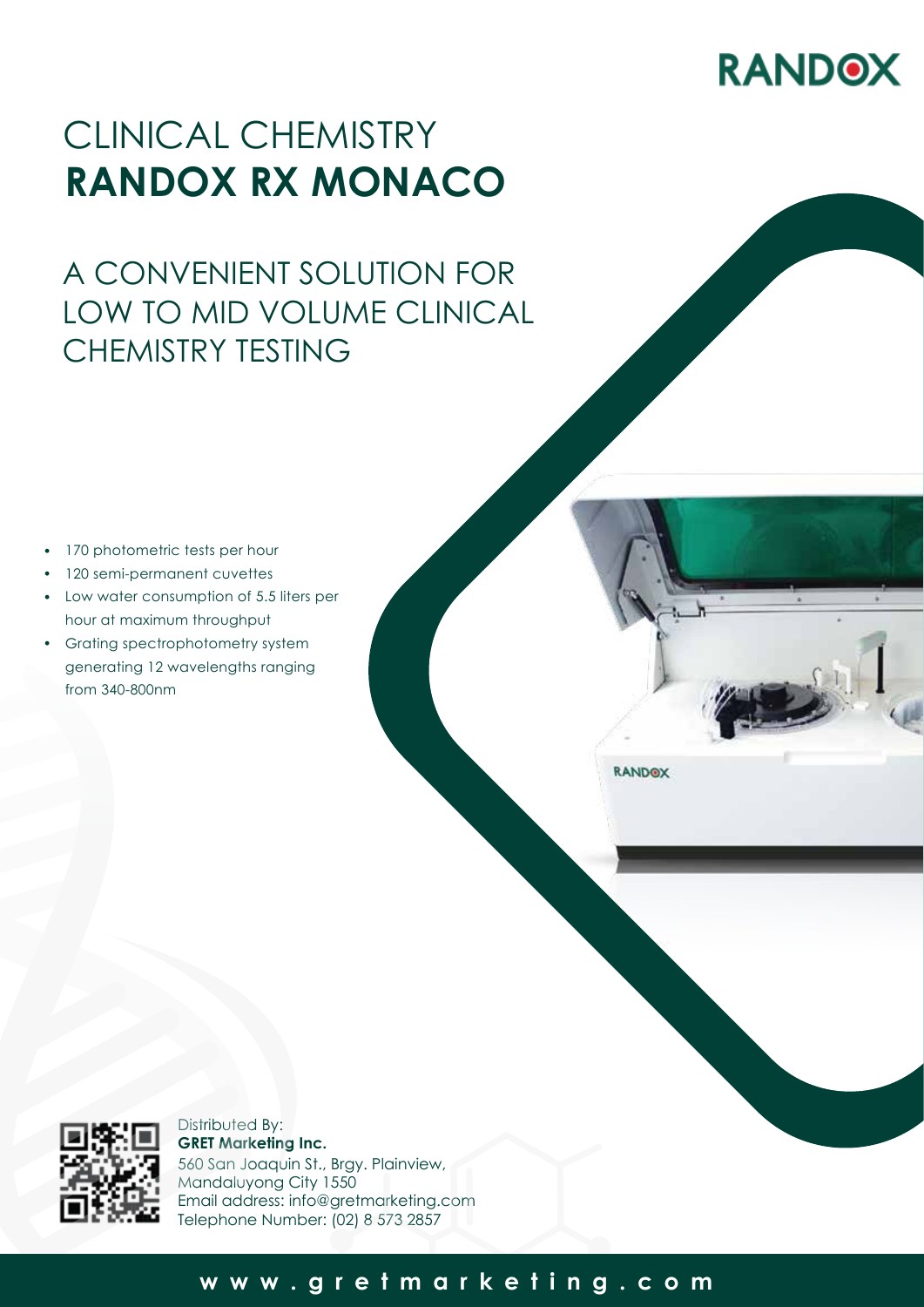RANDOX

# CLINICAL CHEMISTRY
# **RANDOX RX MONACO**

## A CONVENIENT SOLUTION FOR LOW TO MID VOLUME CLINICAL CHEMISTRY TESTING

- 170 photometric tests per hour
- 120 semi-permanent cuvettes
- Low water consumption of 5.5 liters per hour at maximum throughput
- Grating spectrophotometry system generating 12 wavelengths ranging from 340-800nm

Distributed By:
**GRET Marketing Inc.**
560 San Joaquin St., Brgy. Plainview,
Mandaluyong City 1550
Email address: info@gretmarketing.com
Telephone Number: (02) 8 573 2857

**www.gretmarketing.com**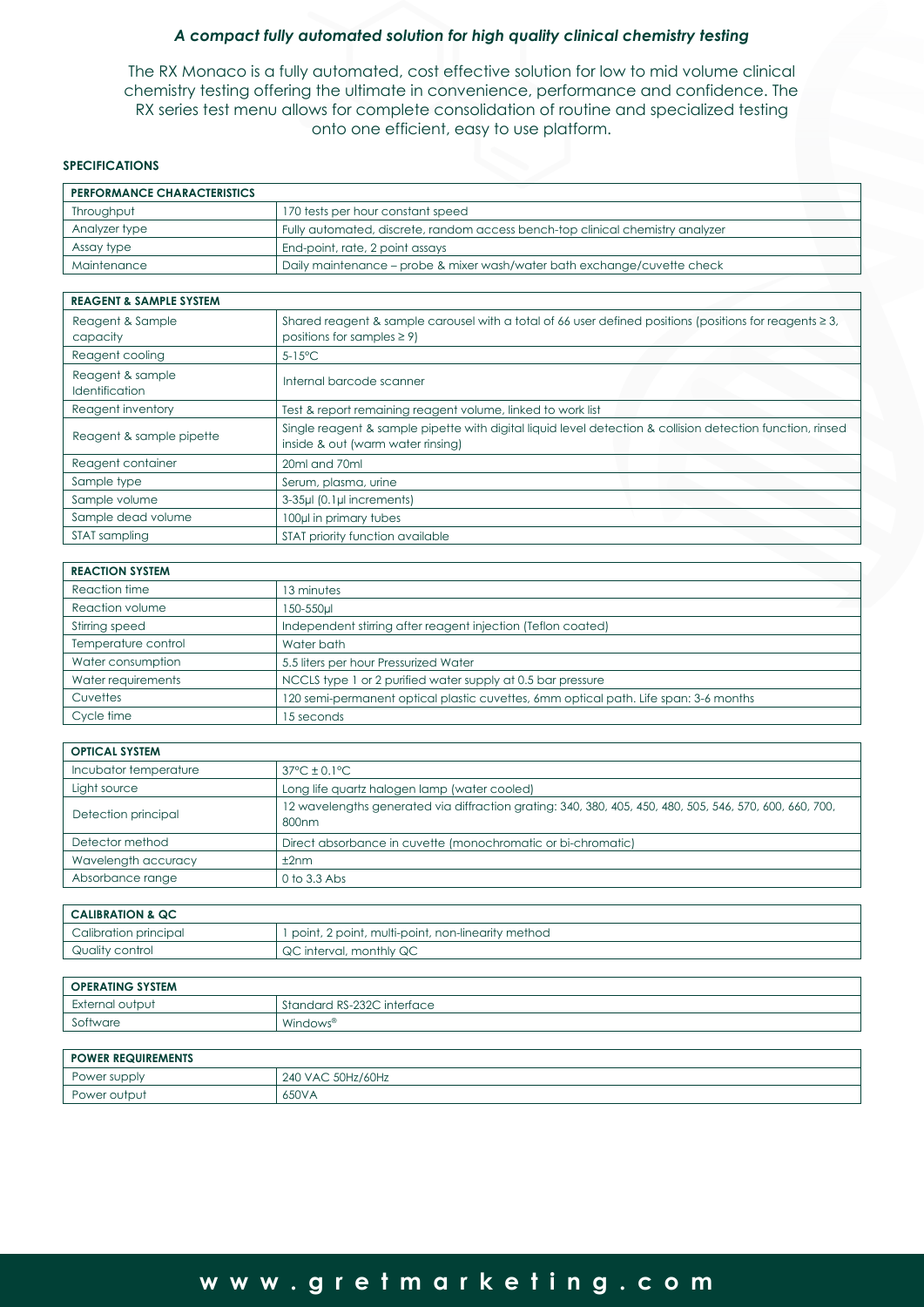*A compact fully automated solution for high quality clinical chemistry testing*

The RX Monaco is a fully automated, cost effective solution for low to mid volume clinical chemistry testing offering the ultimate in convenience, performance and confidence. The RX series test menu allows for complete consolidation of routine and specialized testing onto one efficient, easy to use platform.

**SPECIFICATIONS**

| **PERFORMANCE CHARACTERISTICS** | |
|---|---|
| Throughput | 170 tests per hour constant speed |
| Analyzer type | Fully automated, discrete, random access bench-top clinical chemistry analyzer |
| Assay type | End-point, rate, 2 point assays |
| Maintenance | Daily maintenance – probe & mixer wash/water bath exchange/cuvette check |

| **REAGENT & SAMPLE SYSTEM** | |
|---|---|
| Reagent & Sample capacity | Shared reagent & sample carousel with a total of 66 user defined positions (positions for reagents ≥ 3, positions for samples ≥ 9) |
| Reagent cooling | 5-15°C |
| Reagent & sample Identification | Internal barcode scanner |
| Reagent inventory | Test & report remaining reagent volume, linked to work list |
| Reagent & sample pipette | Single reagent & sample pipette with digital liquid level detection & collision detection function, rinsed inside & out (warm water rinsing) |
| Reagent container | 20ml and 70ml |
| Sample type | Serum, plasma, urine |
| Sample volume | 3-35μl (0.1μl increments) |
| Sample dead volume | 100μl in primary tubes |
| STAT sampling | STAT priority function available |

| **REACTION SYSTEM** | |
|---|---|
| Reaction time | 13 minutes |
| Reaction volume | 150-550μl |
| Stirring speed | Independent stirring after reagent injection (Teflon coated) |
| Temperature control | Water bath |
| Water consumption | 5.5 liters per hour Pressurized Water |
| Water requirements | NCCLS type 1 or 2 purified water supply at 0.5 bar pressure |
| Cuvettes | 120 semi-permanent optical plastic cuvettes, 6mm optical path. Life span: 3-6 months |
| Cycle time | 15 seconds |

| **OPTICAL SYSTEM** | |
|---|---|
| Incubator temperature | 37°C ± 0.1°C |
| Light source | Long life quartz halogen lamp (water cooled) |
| Detection principal | 12 wavelengths generated via diffraction grating: 340, 380, 405, 450, 480, 505, 546, 570, 600, 660, 700, 800nm |
| Detector method | Direct absorbance in cuvette (monochromatic or bi-chromatic) |
| Wavelength accuracy | ±2nm |
| Absorbance range | 0 to 3.3 Abs |

| **CALIBRATION & QC** | |
|---|---|
| Calibration principal | 1 point, 2 point, multi-point, non-linearity method |
| Quality control | QC interval, monthly QC |

| **OPERATING SYSTEM** | |
|---|---|
| External output | Standard RS-232C interface |
| Software | Windows® |

| **POWER REQUIREMENTS** | |
|---|---|
| Power supply | 240 VAC 50Hz/60Hz |
| Power output | 650VA |

**www.gretmarketing.com**